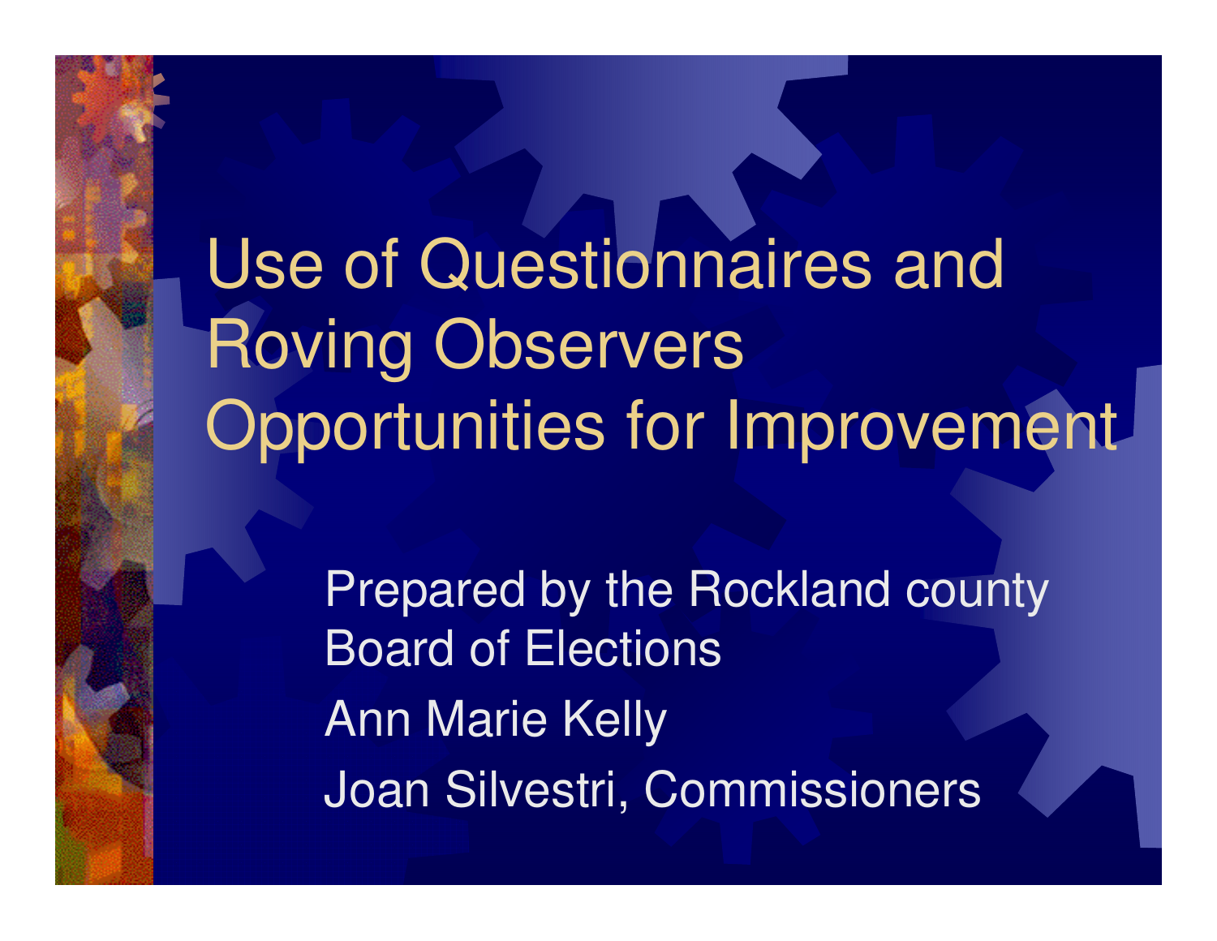# Use of Questionnaires and Roving Observers Opportunities for Improvement

Prepared by the Rockland county Board of Elections

Ann Marie Kelly

Joan Silvestri, Commissioners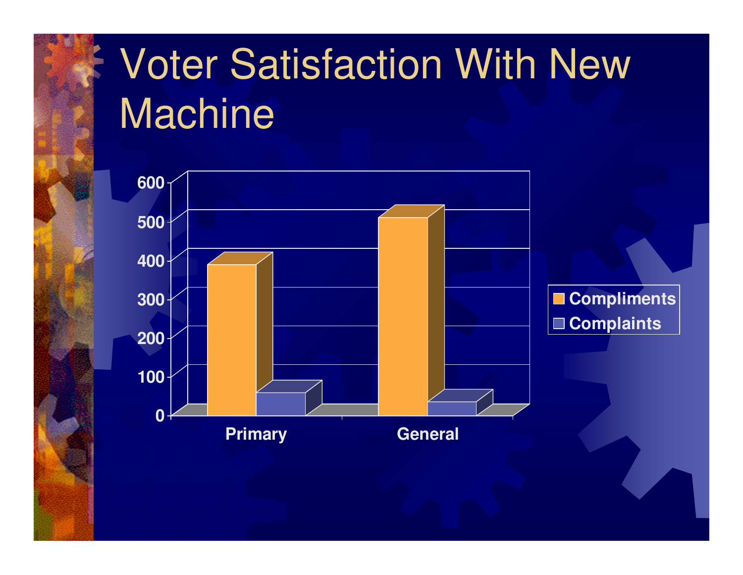# Voter Satisfaction With New Machine

| | Compliments | Complaints |
|---|---|---|
| Primary | ~380 | ~55 |
| General | ~505 | ~30 |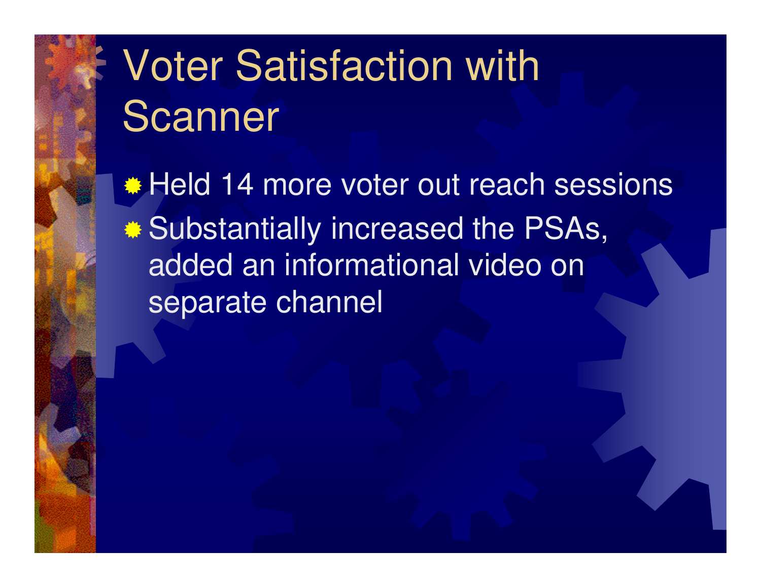# Voter Satisfaction with Scanner

- Held 14 more voter out reach sessions
- Substantially increased the PSAs, added an informational video on separate channel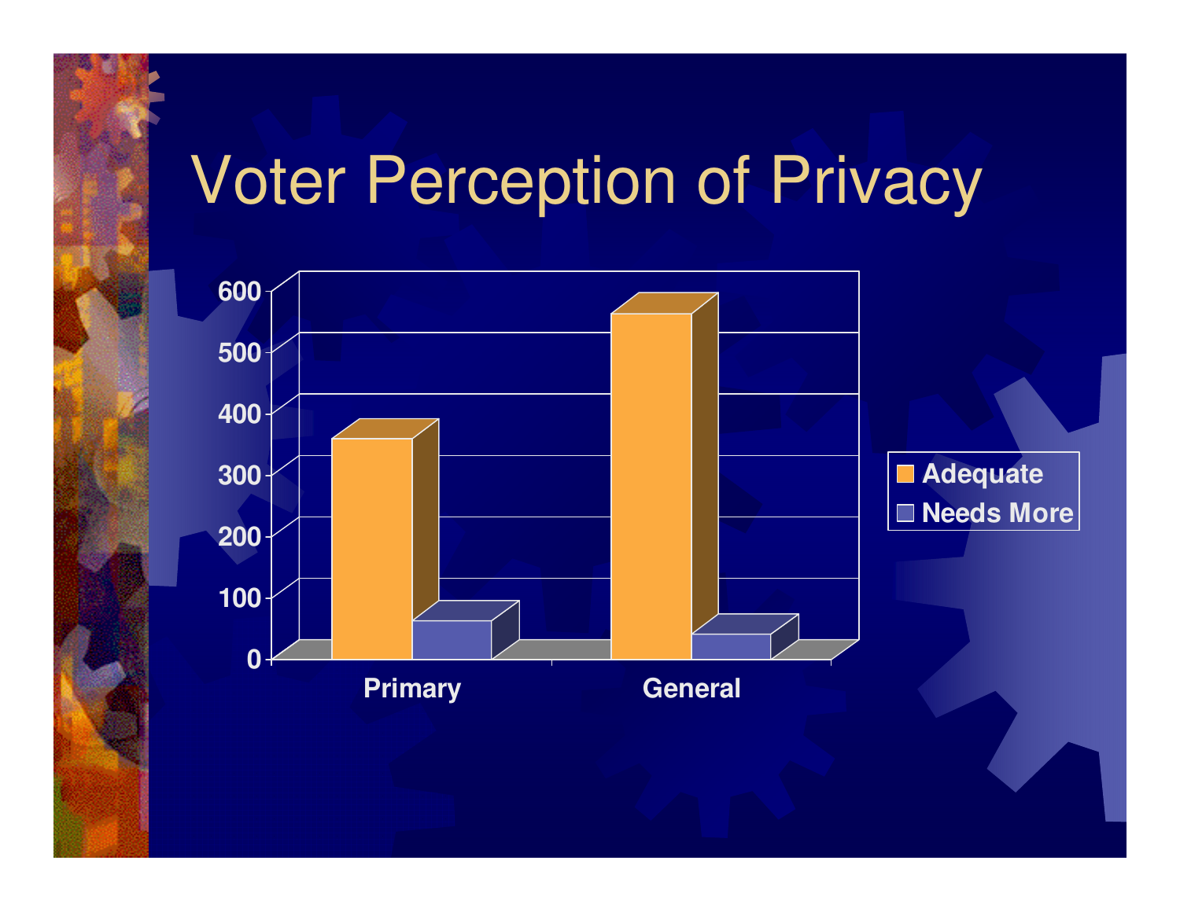# Voter Perception of Privacy

| | Adequate | Needs More |
|---|---|---|
| Primary | 350 | 55 |
| General | 555 | 35 |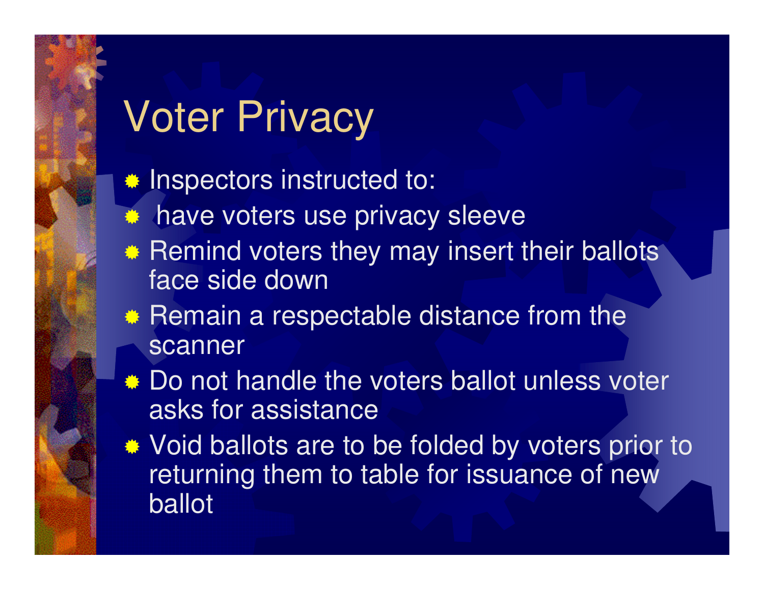# Voter Privacy

- Inspectors instructed to:
- have voters use privacy sleeve
- Remind voters they may insert their ballots face side down
- Remain a respectable distance from the scanner
- Do not handle the voters ballot unless voter asks for assistance
- Void ballots are to be folded by voters prior to returning them to table for issuance of new ballot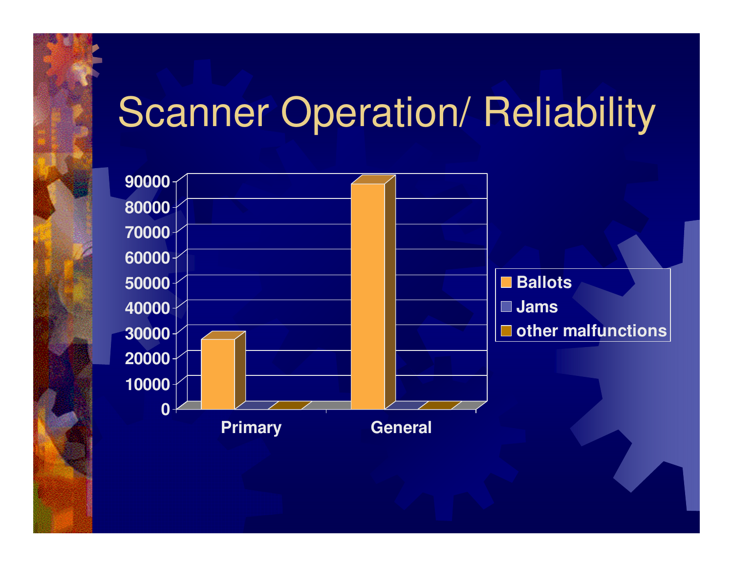# Scanner Operation/ Reliability

| | Ballots | Jams | other malfunctions |
|---|---|---|---|
| Primary | ~27000 | ~0 | ~0 |
| General | ~88000 | ~0 | ~0 |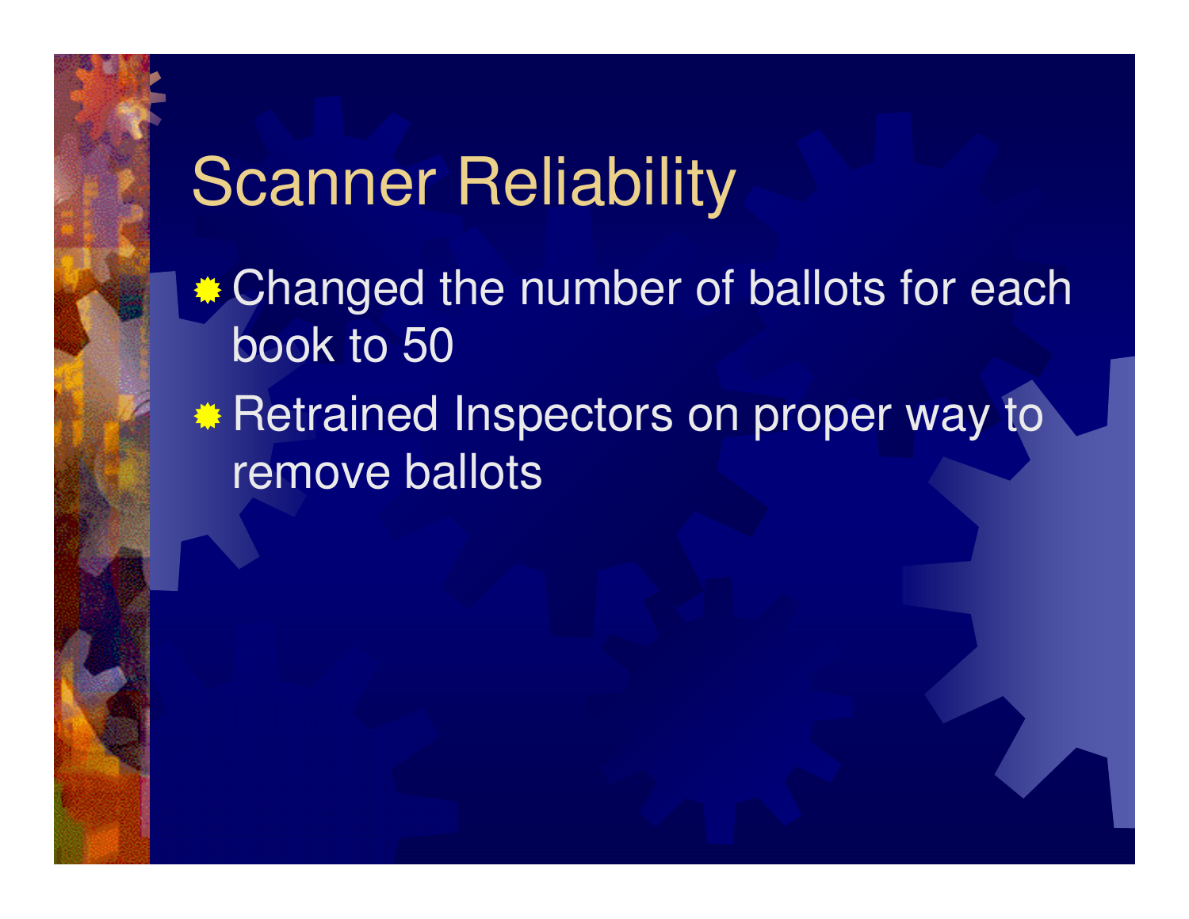# Scanner Reliability

- Changed the number of ballots for each book to 50
- Retrained Inspectors on proper way to remove ballots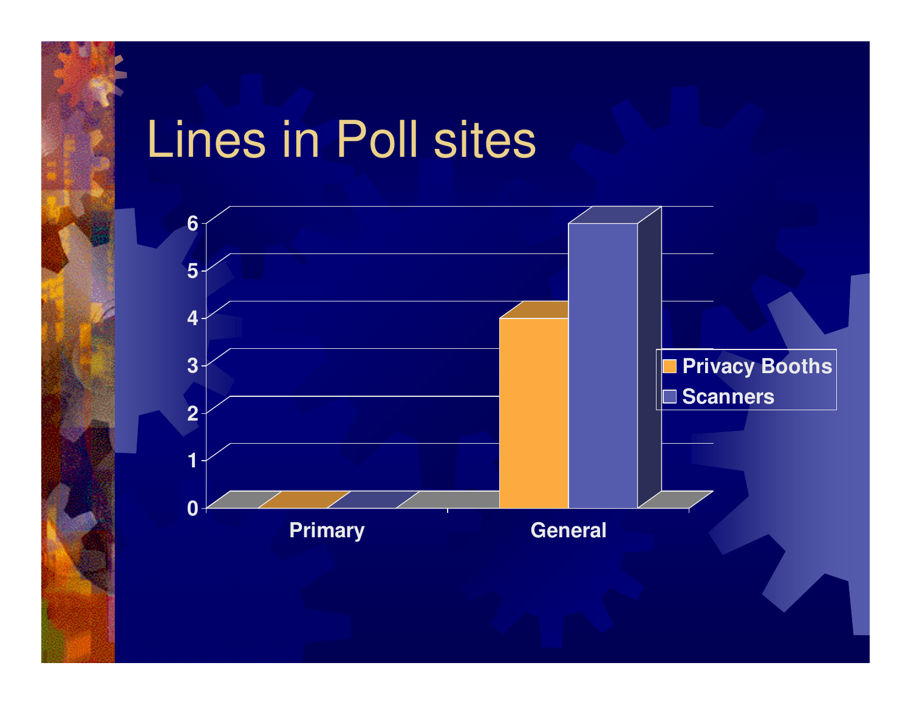# Lines in Poll sites

| | Privacy Booths | Scanners |
|---|---|---|
| Primary | 0 | 0 |
| General | 4 | 6 |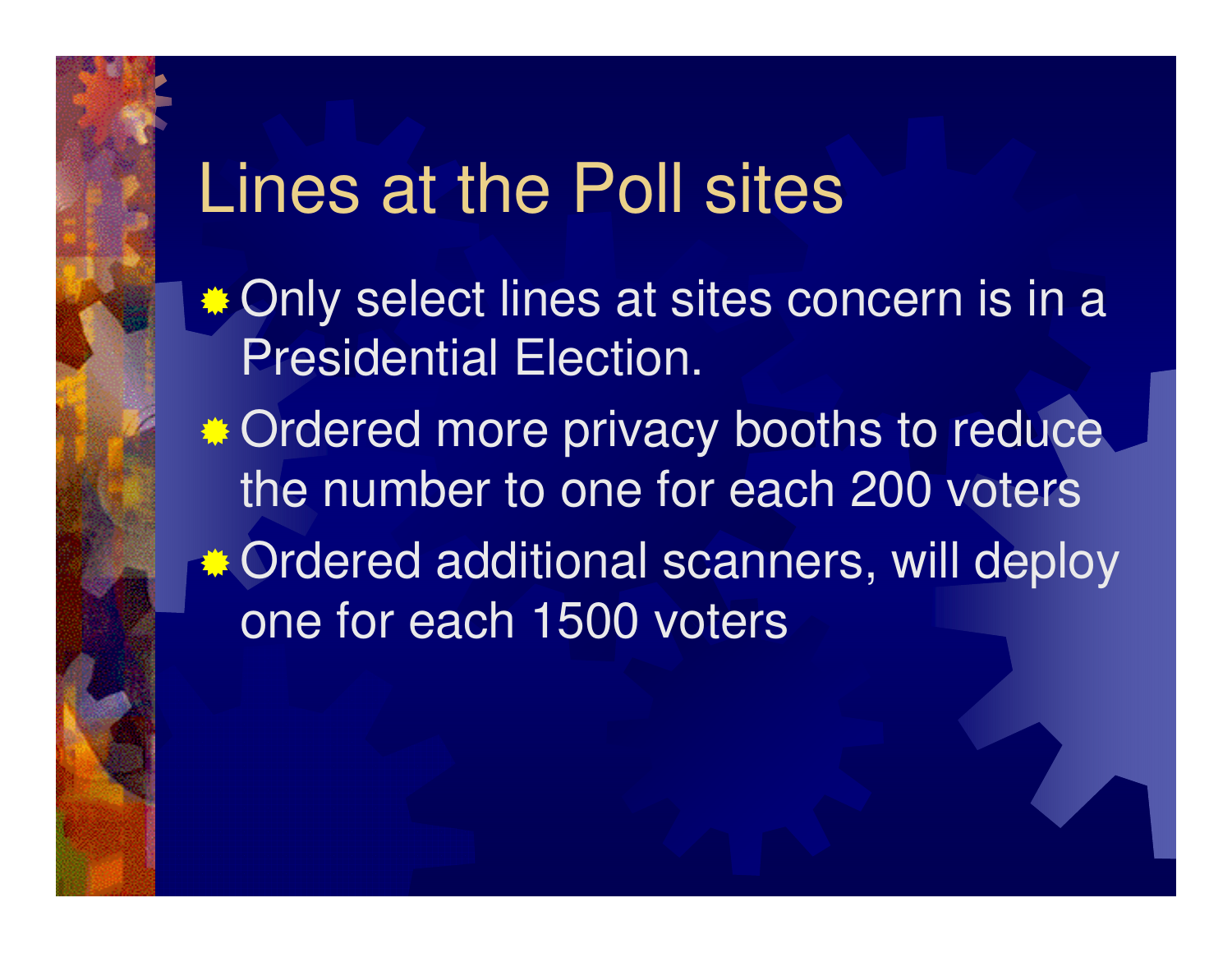# Lines at the Poll sites

- Only select lines at sites concern is in a Presidential Election.
- Ordered more privacy booths to reduce the number to one for each 200 voters
- Ordered additional scanners, will deploy one for each 1500 voters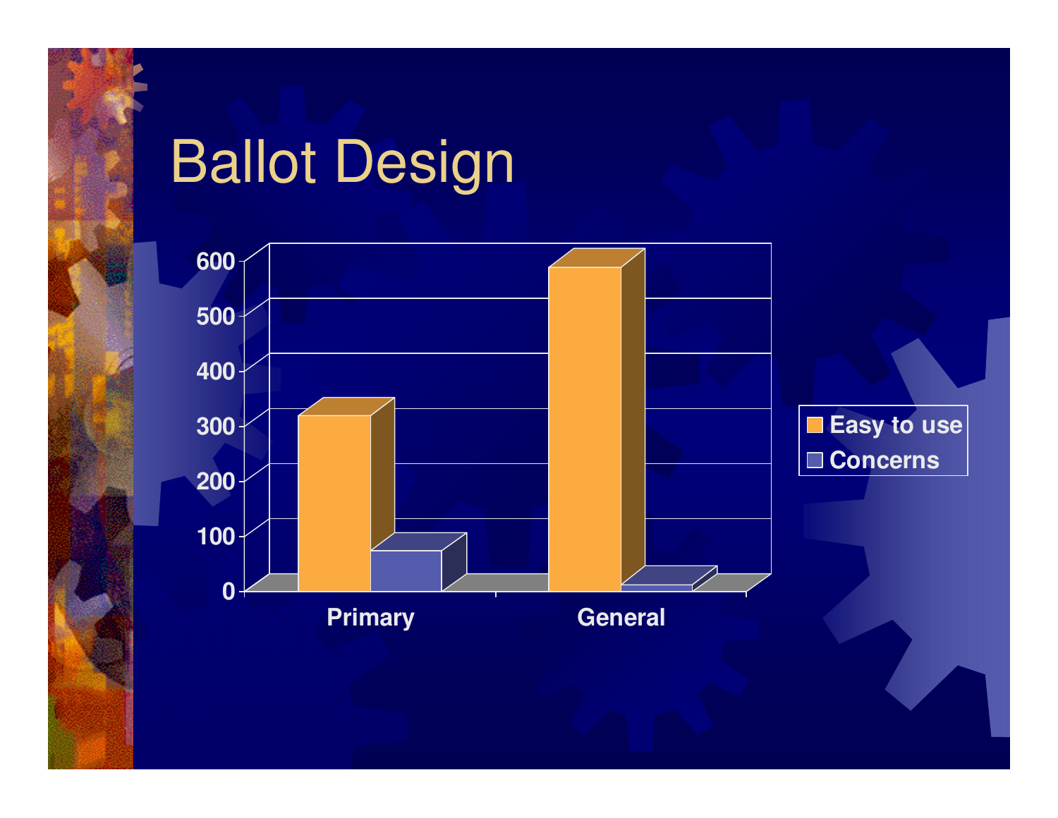# Ballot Design

| | Easy to use | Concerns |
|---|---|---|
| Primary | 310 | 65 |
| General | 580 | 10 |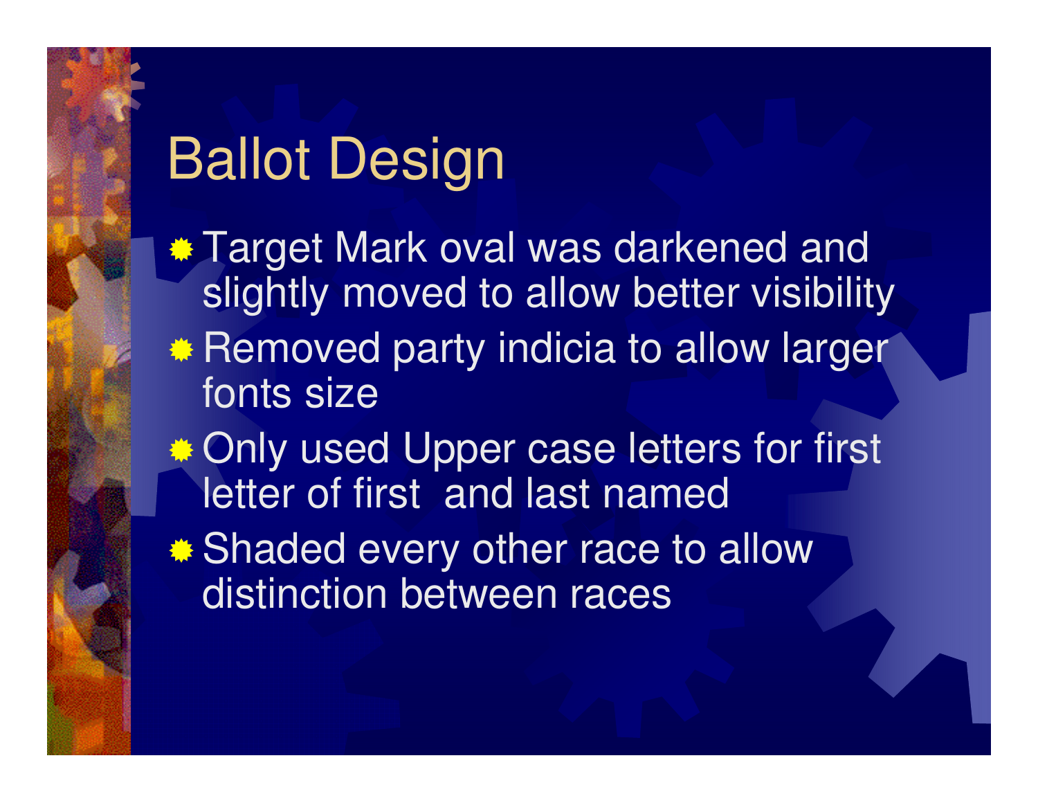# Ballot Design

- Target Mark oval was darkened and slightly moved to allow better visibility
- Removed party indicia to allow larger fonts size
- Only used Upper case letters for first letter of first and last named
- Shaded every other race to allow distinction between races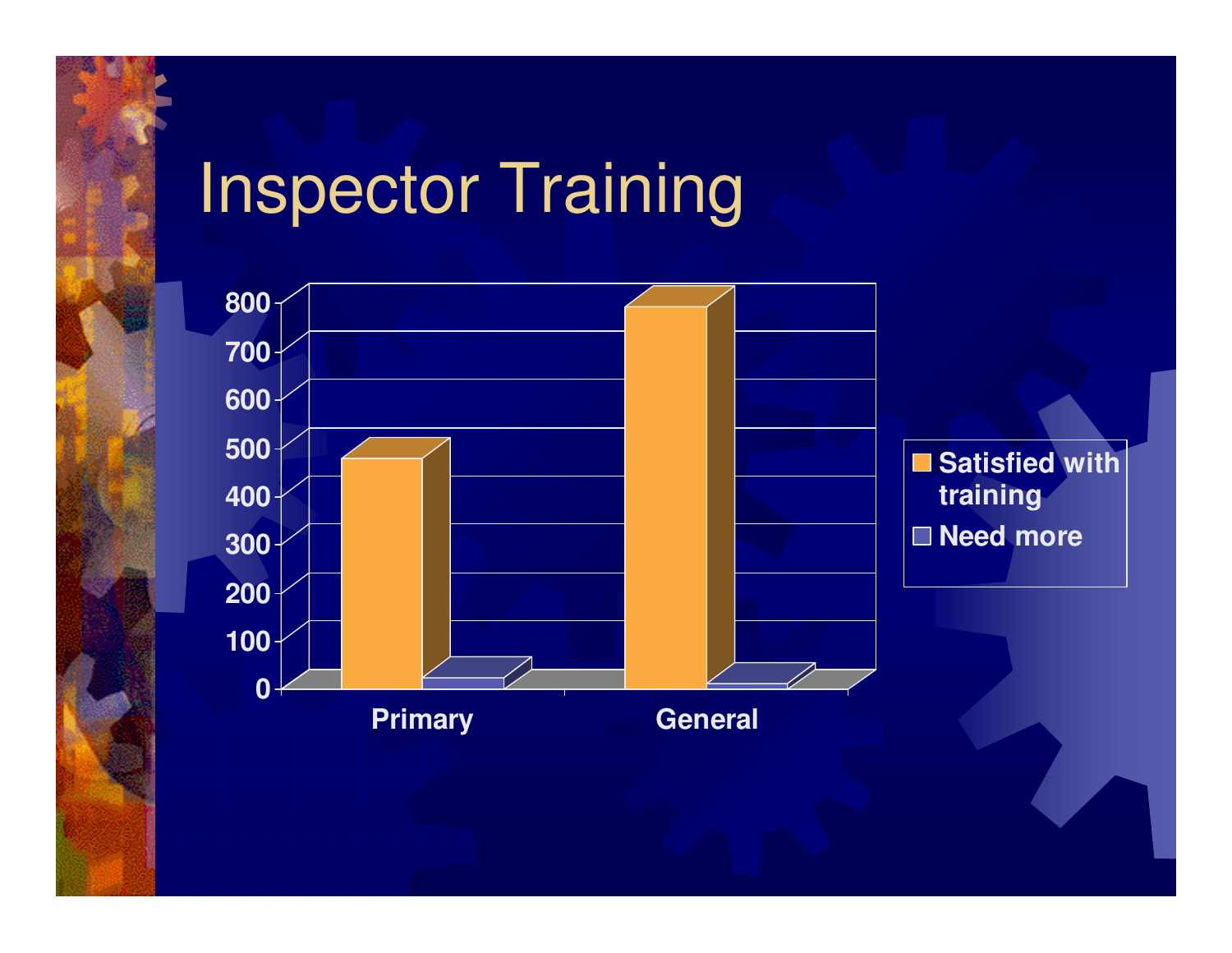# Inspector Training

800
700
600
500
400
300
200
100
0

Primary
General

Satisfied with training
Need more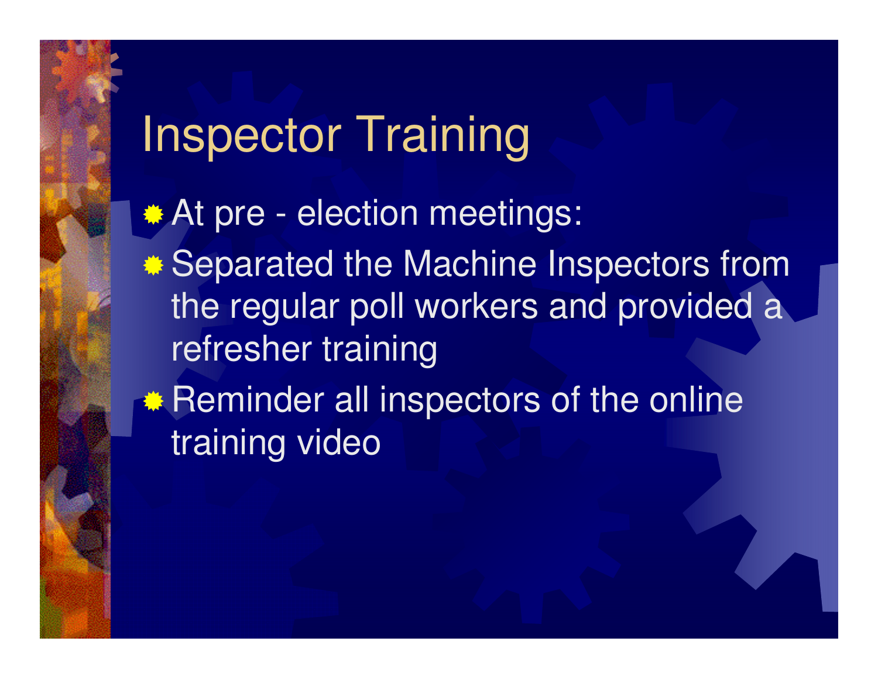# Inspector Training

- At pre - election meetings:
- Separated the Machine Inspectors from the regular poll workers and provided a refresher training
- Reminder all inspectors of the online training video